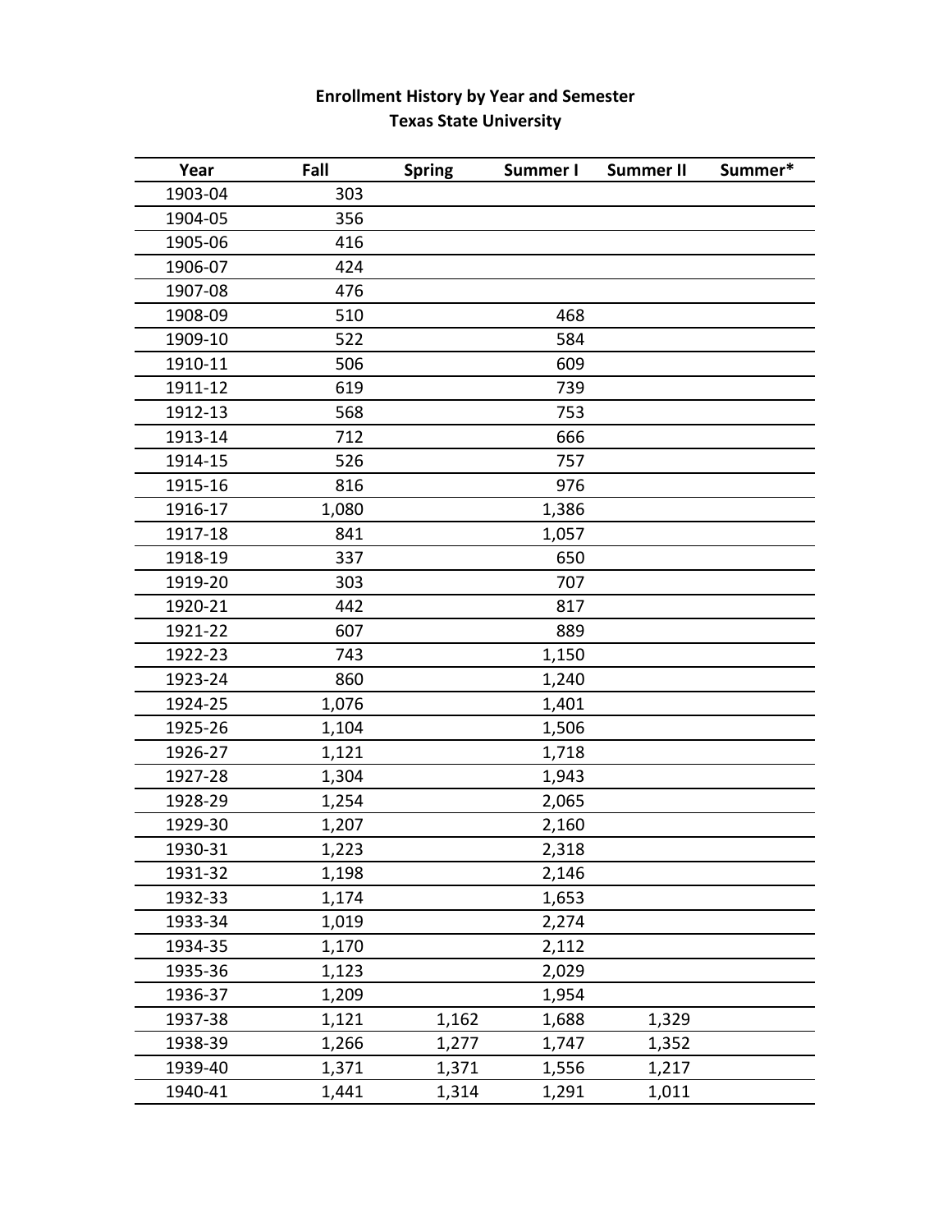**Enrollment History by Year and Semester**
**Texas State University**

| Year | Fall | Spring | Summer I | Summer II | Summer* |
|---|---|---|---|---|---|
| 1903-04 | 303 | | | | |
| 1904-05 | 356 | | | | |
| 1905-06 | 416 | | | | |
| 1906-07 | 424 | | | | |
| 1907-08 | 476 | | | | |
| 1908-09 | 510 | | 468 | | |
| 1909-10 | 522 | | 584 | | |
| 1910-11 | 506 | | 609 | | |
| 1911-12 | 619 | | 739 | | |
| 1912-13 | 568 | | 753 | | |
| 1913-14 | 712 | | 666 | | |
| 1914-15 | 526 | | 757 | | |
| 1915-16 | 816 | | 976 | | |
| 1916-17 | 1,080 | | 1,386 | | |
| 1917-18 | 841 | | 1,057 | | |
| 1918-19 | 337 | | 650 | | |
| 1919-20 | 303 | | 707 | | |
| 1920-21 | 442 | | 817 | | |
| 1921-22 | 607 | | 889 | | |
| 1922-23 | 743 | | 1,150 | | |
| 1923-24 | 860 | | 1,240 | | |
| 1924-25 | 1,076 | | 1,401 | | |
| 1925-26 | 1,104 | | 1,506 | | |
| 1926-27 | 1,121 | | 1,718 | | |
| 1927-28 | 1,304 | | 1,943 | | |
| 1928-29 | 1,254 | | 2,065 | | |
| 1929-30 | 1,207 | | 2,160 | | |
| 1930-31 | 1,223 | | 2,318 | | |
| 1931-32 | 1,198 | | 2,146 | | |
| 1932-33 | 1,174 | | 1,653 | | |
| 1933-34 | 1,019 | | 2,274 | | |
| 1934-35 | 1,170 | | 2,112 | | |
| 1935-36 | 1,123 | | 2,029 | | |
| 1936-37 | 1,209 | | 1,954 | | |
| 1937-38 | 1,121 | 1,162 | 1,688 | 1,329 | |
| 1938-39 | 1,266 | 1,277 | 1,747 | 1,352 | |
| 1939-40 | 1,371 | 1,371 | 1,556 | 1,217 | |
| 1940-41 | 1,441 | 1,314 | 1,291 | 1,011 | |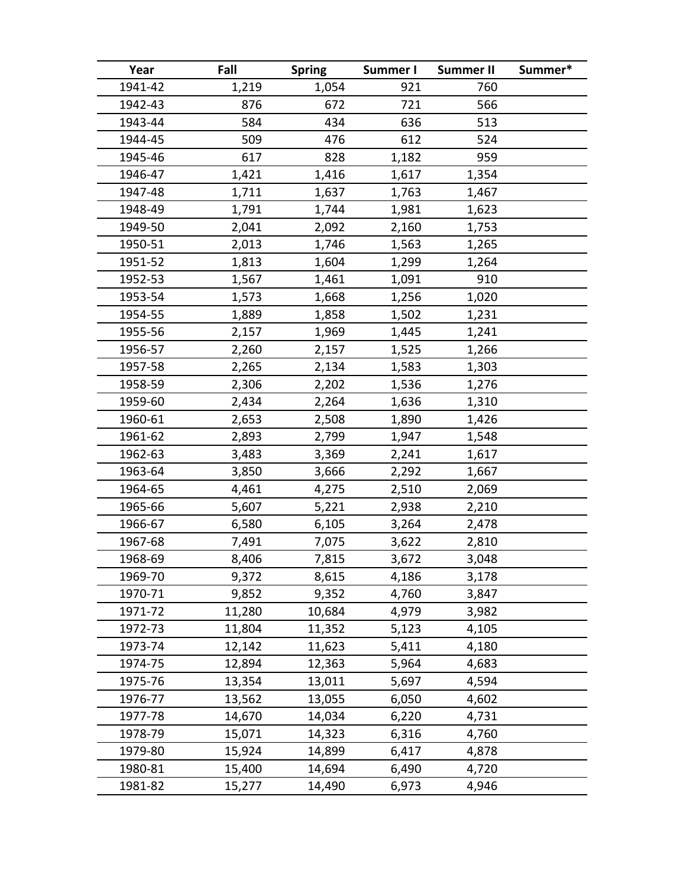| Year | Fall | Spring | Summer I | Summer II | Summer* |
|---|---|---|---|---|---|
| 1941-42 | 1,219 | 1,054 | 921 | 760 | |
| 1942-43 | 876 | 672 | 721 | 566 | |
| 1943-44 | 584 | 434 | 636 | 513 | |
| 1944-45 | 509 | 476 | 612 | 524 | |
| 1945-46 | 617 | 828 | 1,182 | 959 | |
| 1946-47 | 1,421 | 1,416 | 1,617 | 1,354 | |
| 1947-48 | 1,711 | 1,637 | 1,763 | 1,467 | |
| 1948-49 | 1,791 | 1,744 | 1,981 | 1,623 | |
| 1949-50 | 2,041 | 2,092 | 2,160 | 1,753 | |
| 1950-51 | 2,013 | 1,746 | 1,563 | 1,265 | |
| 1951-52 | 1,813 | 1,604 | 1,299 | 1,264 | |
| 1952-53 | 1,567 | 1,461 | 1,091 | 910 | |
| 1953-54 | 1,573 | 1,668 | 1,256 | 1,020 | |
| 1954-55 | 1,889 | 1,858 | 1,502 | 1,231 | |
| 1955-56 | 2,157 | 1,969 | 1,445 | 1,241 | |
| 1956-57 | 2,260 | 2,157 | 1,525 | 1,266 | |
| 1957-58 | 2,265 | 2,134 | 1,583 | 1,303 | |
| 1958-59 | 2,306 | 2,202 | 1,536 | 1,276 | |
| 1959-60 | 2,434 | 2,264 | 1,636 | 1,310 | |
| 1960-61 | 2,653 | 2,508 | 1,890 | 1,426 | |
| 1961-62 | 2,893 | 2,799 | 1,947 | 1,548 | |
| 1962-63 | 3,483 | 3,369 | 2,241 | 1,617 | |
| 1963-64 | 3,850 | 3,666 | 2,292 | 1,667 | |
| 1964-65 | 4,461 | 4,275 | 2,510 | 2,069 | |
| 1965-66 | 5,607 | 5,221 | 2,938 | 2,210 | |
| 1966-67 | 6,580 | 6,105 | 3,264 | 2,478 | |
| 1967-68 | 7,491 | 7,075 | 3,622 | 2,810 | |
| 1968-69 | 8,406 | 7,815 | 3,672 | 3,048 | |
| 1969-70 | 9,372 | 8,615 | 4,186 | 3,178 | |
| 1970-71 | 9,852 | 9,352 | 4,760 | 3,847 | |
| 1971-72 | 11,280 | 10,684 | 4,979 | 3,982 | |
| 1972-73 | 11,804 | 11,352 | 5,123 | 4,105 | |
| 1973-74 | 12,142 | 11,623 | 5,411 | 4,180 | |
| 1974-75 | 12,894 | 12,363 | 5,964 | 4,683 | |
| 1975-76 | 13,354 | 13,011 | 5,697 | 4,594 | |
| 1976-77 | 13,562 | 13,055 | 6,050 | 4,602 | |
| 1977-78 | 14,670 | 14,034 | 6,220 | 4,731 | |
| 1978-79 | 15,071 | 14,323 | 6,316 | 4,760 | |
| 1979-80 | 15,924 | 14,899 | 6,417 | 4,878 | |
| 1980-81 | 15,400 | 14,694 | 6,490 | 4,720 | |
| 1981-82 | 15,277 | 14,490 | 6,973 | 4,946 | |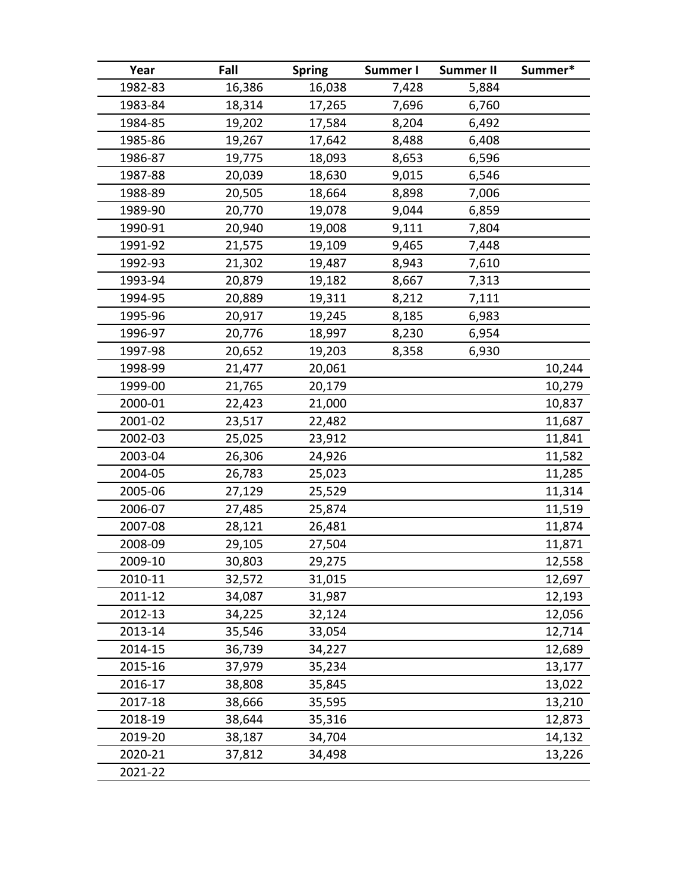| Year | Fall | Spring | Summer I | Summer II | Summer* |
|---|---|---|---|---|---|
| 1982-83 | 16,386 | 16,038 | 7,428 | 5,884 | |
| 1983-84 | 18,314 | 17,265 | 7,696 | 6,760 | |
| 1984-85 | 19,202 | 17,584 | 8,204 | 6,492 | |
| 1985-86 | 19,267 | 17,642 | 8,488 | 6,408 | |
| 1986-87 | 19,775 | 18,093 | 8,653 | 6,596 | |
| 1987-88 | 20,039 | 18,630 | 9,015 | 6,546 | |
| 1988-89 | 20,505 | 18,664 | 8,898 | 7,006 | |
| 1989-90 | 20,770 | 19,078 | 9,044 | 6,859 | |
| 1990-91 | 20,940 | 19,008 | 9,111 | 7,804 | |
| 1991-92 | 21,575 | 19,109 | 9,465 | 7,448 | |
| 1992-93 | 21,302 | 19,487 | 8,943 | 7,610 | |
| 1993-94 | 20,879 | 19,182 | 8,667 | 7,313 | |
| 1994-95 | 20,889 | 19,311 | 8,212 | 7,111 | |
| 1995-96 | 20,917 | 19,245 | 8,185 | 6,983 | |
| 1996-97 | 20,776 | 18,997 | 8,230 | 6,954 | |
| 1997-98 | 20,652 | 19,203 | 8,358 | 6,930 | |
| 1998-99 | 21,477 | 20,061 | | | 10,244 |
| 1999-00 | 21,765 | 20,179 | | | 10,279 |
| 2000-01 | 22,423 | 21,000 | | | 10,837 |
| 2001-02 | 23,517 | 22,482 | | | 11,687 |
| 2002-03 | 25,025 | 23,912 | | | 11,841 |
| 2003-04 | 26,306 | 24,926 | | | 11,582 |
| 2004-05 | 26,783 | 25,023 | | | 11,285 |
| 2005-06 | 27,129 | 25,529 | | | 11,314 |
| 2006-07 | 27,485 | 25,874 | | | 11,519 |
| 2007-08 | 28,121 | 26,481 | | | 11,874 |
| 2008-09 | 29,105 | 27,504 | | | 11,871 |
| 2009-10 | 30,803 | 29,275 | | | 12,558 |
| 2010-11 | 32,572 | 31,015 | | | 12,697 |
| 2011-12 | 34,087 | 31,987 | | | 12,193 |
| 2012-13 | 34,225 | 32,124 | | | 12,056 |
| 2013-14 | 35,546 | 33,054 | | | 12,714 |
| 2014-15 | 36,739 | 34,227 | | | 12,689 |
| 2015-16 | 37,979 | 35,234 | | | 13,177 |
| 2016-17 | 38,808 | 35,845 | | | 13,022 |
| 2017-18 | 38,666 | 35,595 | | | 13,210 |
| 2018-19 | 38,644 | 35,316 | | | 12,873 |
| 2019-20 | 38,187 | 34,704 | | | 14,132 |
| 2020-21 | 37,812 | 34,498 | | | 13,226 |
| 2021-22 | | | | | |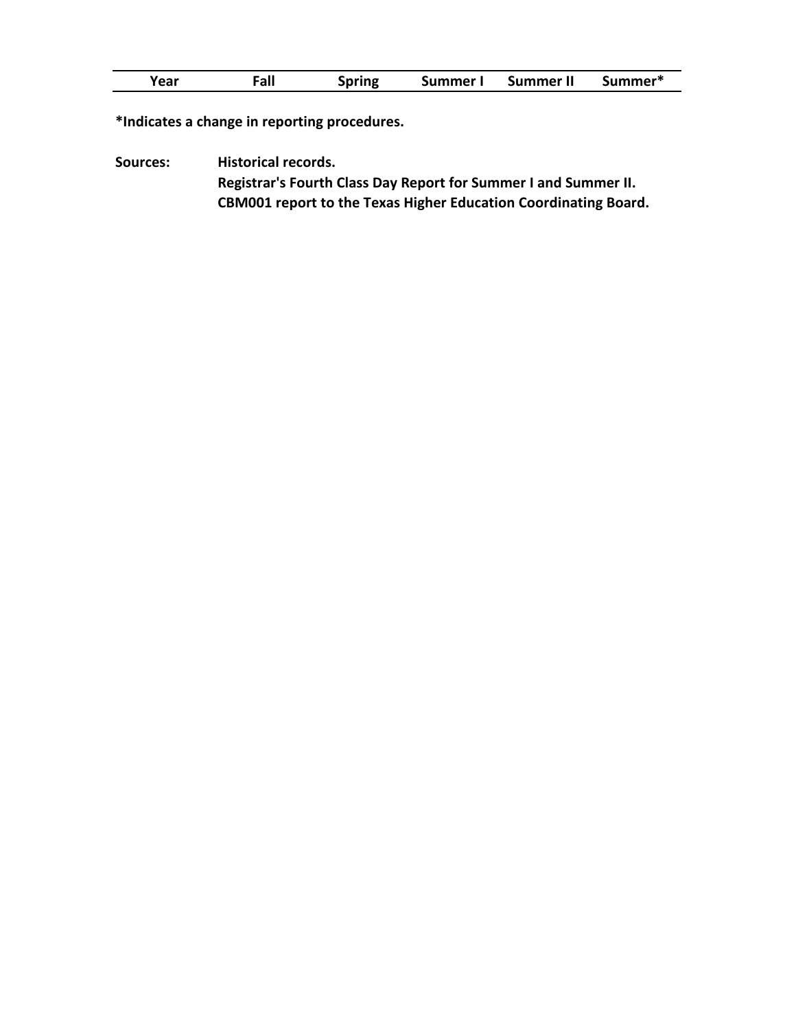| Year | Fall | Spring | Summer I | Summer II | Summer* |
|---|---|---|---|---|---|

**\*Indicates a change in reporting procedures.**

**Sources:** **Historical records.**
**Registrar's Fourth Class Day Report for Summer I and Summer II.**
**CBM001 report to the Texas Higher Education Coordinating Board.**